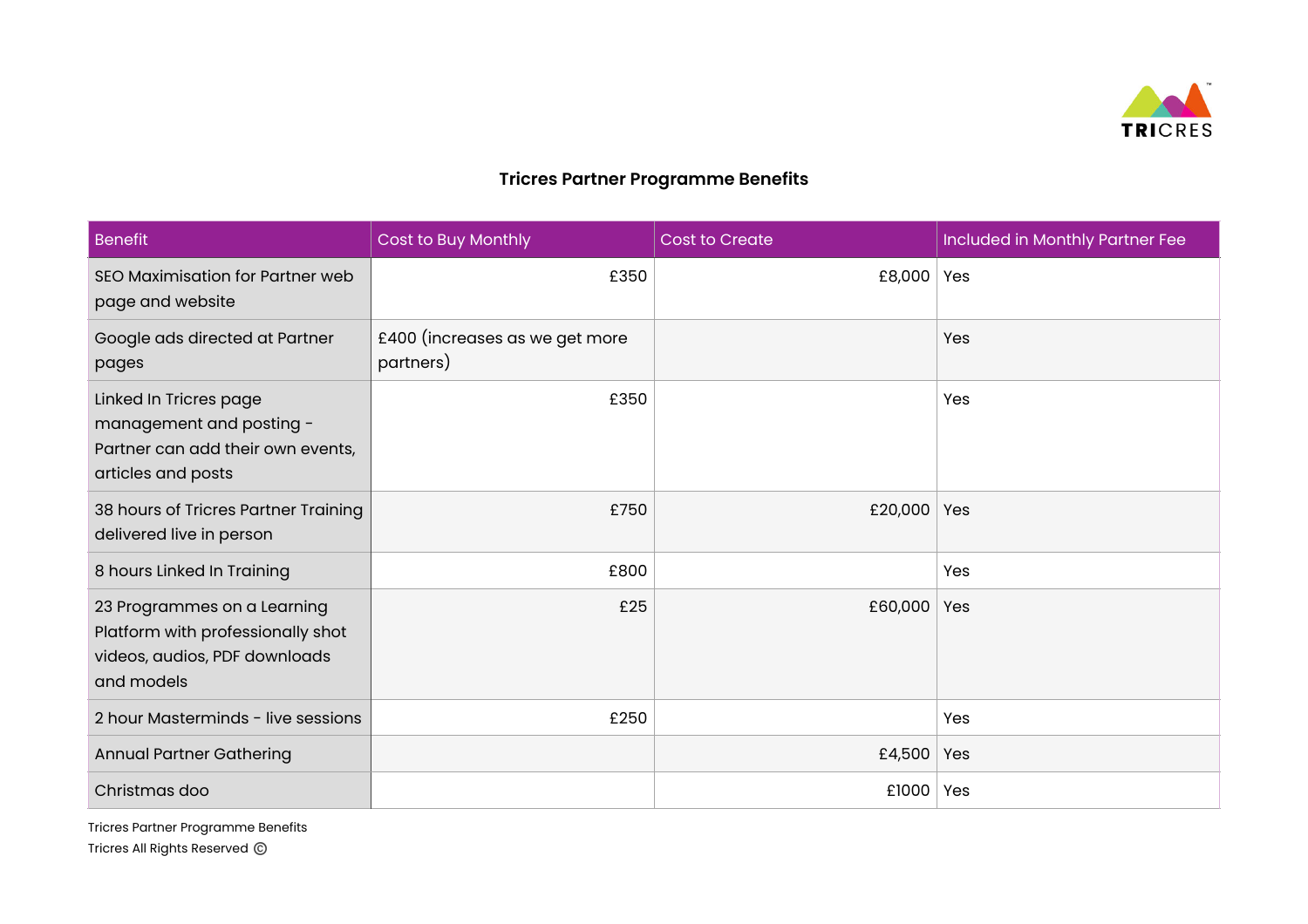TRICRES

## Tricres Partner Programme Benefits

| Benefit | Cost to Buy Monthly | Cost to Create | Included in Monthly Partner Fee |
|---|---|---|---|
| SEO Maximisation for Partner web page and website | £350 | £8,000 | Yes |
| Google ads directed at Partner pages | £400 (increases as we get more partners) | | Yes |
| Linked In Tricres page management and posting - Partner can add their own events, articles and posts | £350 | | Yes |
| 38 hours of Tricres Partner Training delivered live in person | £750 | £20,000 | Yes |
| 8 hours Linked In Training | £800 | | Yes |
| 23 Programmes on a Learning Platform with professionally shot videos, audios, PDF downloads and models | £25 | £60,000 | Yes |
| 2 hour Masterminds - live sessions | £250 | | Yes |
| Annual Partner Gathering | | £4,500 | Yes |
| Christmas doo | | £1000 | Yes |

Tricres Partner Programme Benefits
Tricres All Rights Reserved ©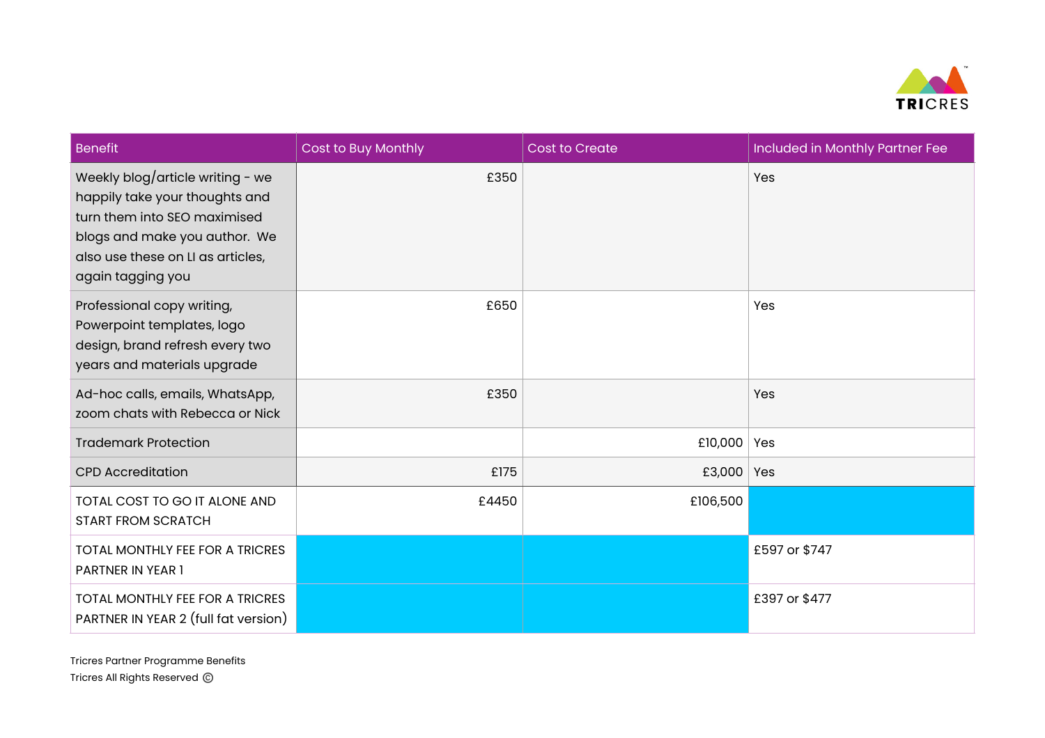| Benefit | Cost to Buy Monthly | Cost to Create | Included in Monthly Partner Fee |
| --- | --- | --- | --- |
| Weekly blog/article writing - we happily take your thoughts and turn them into SEO maximised blogs and make you author. We also use these on LI as articles, again tagging you | £350 | | Yes |
| Professional copy writing, Powerpoint templates, logo design, brand refresh every two years and materials upgrade | £650 | | Yes |
| Ad-hoc calls, emails, WhatsApp, zoom chats with Rebecca or Nick | £350 | | Yes |
| Trademark Protection | | £10,000 | Yes |
| CPD Accreditation | £175 | £3,000 | Yes |
| TOTAL COST TO GO IT ALONE AND START FROM SCRATCH | £4450 | £106,500 | |
| TOTAL MONTHLY FEE FOR A TRICRES PARTNER IN YEAR 1 | | | £597 or $747 |
| TOTAL MONTHLY FEE FOR A TRICRES PARTNER IN YEAR 2 (full fat version) | | | £397 or $477 |

Tricres Partner Programme Benefits

Tricres All Rights Reserved ©